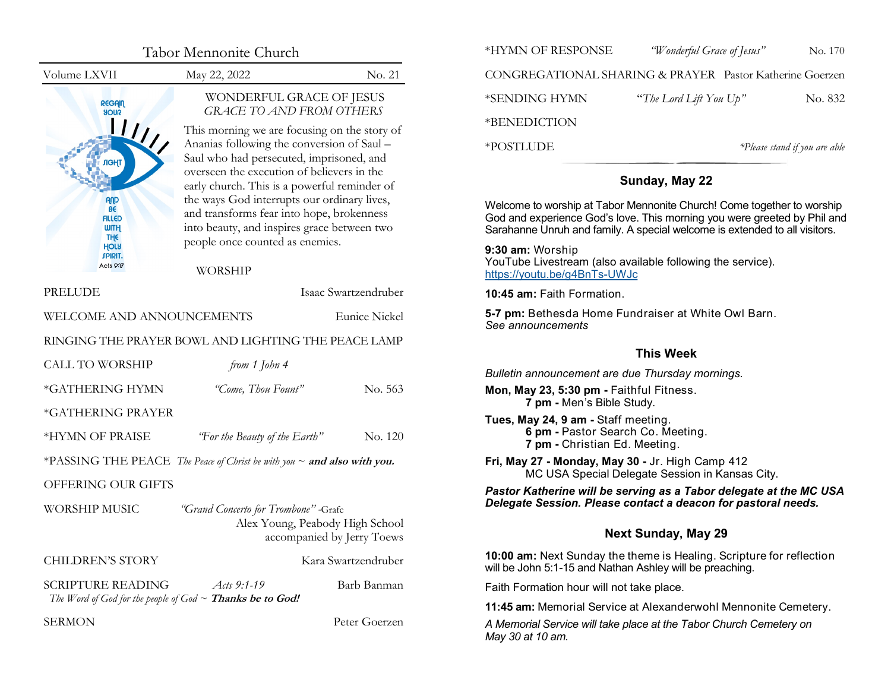# Tabor Mennonite Church

Volume LXVII | May 22, 2022 | No. 21

REGAIN YOUR SIGHT AND BE FILLED WITH THE HOLY SPIRIT. Acts 9:17

## WONDERFUL GRACE OF JESUS
### *GRACE TO AND FROM OTHERS*

This morning we are focusing on the story of Ananias following the conversion of Saul – Saul who had persecuted, imprisoned, and overseen the execution of believers in the early church. This is a powerful reminder of the ways God interrupts our ordinary lives, and transforms fear into hope, brokenness into beauty, and inspires grace between two people once counted as enemies.

### WORSHIP

PRELUDE — Isaac Swartzendruber

WELCOME AND ANNOUNCEMENTS — Eunice Nickel

RINGING THE PRAYER BOWL AND LIGHTING THE PEACE LAMP

CALL TO WORSHIP — *from 1 John 4*

*GATHERING HYMN — *"Come, Thou Fount"* — No. 563

*GATHERING PRAYER

*HYMN OF PRAISE — *"For the Beauty of the Earth"* — No. 120

*PASSING THE PEACE — *The Peace of Christ be with you ~* ***and also with you.***

OFFERING OUR GIFTS

WORSHIP MUSIC — *"Grand Concerto for Trombone"* -Grafe
Alex Young, Peabody High School
accompanied by Jerry Toews

CHILDREN'S STORY — Kara Swartzendruber

SCRIPTURE READING — *Acts 9:1-19* — Barb Banman
*The Word of God for the people of God ~* ***Thanks be to God!***

SERMON — Peter Goerzen

*HYMN OF RESPONSE — *"Wonderful Grace of Jesus"* — No. 170

CONGREGATIONAL SHARING & PRAYER — Pastor Katherine Goerzen

*SENDING HYMN — *"The Lord Lift You Up"* — No. 832

*BENEDICTION

*POSTLUDE

*\*Please stand if you are able*

## Sunday, May 22

Welcome to worship at Tabor Mennonite Church! Come together to worship God and experience God's love. This morning you were greeted by Phil and Sarahanne Unruh and family. A special welcome is extended to all visitors.

**9:30 am:** Worship
YouTube Livestream (also available following the service).
https://youtu.be/g4BnTs-UWJc

**10:45 am:** Faith Formation.

**5-7 pm:** Bethesda Home Fundraiser at White Owl Barn.
*See announcements*

## This Week

*Bulletin announcement are due Thursday mornings.*

**Mon, May 23, 5:30 pm -** Faithful Fitness.
**7 pm -** Men's Bible Study.

**Tues, May 24, 9 am -** Staff meeting.
**6 pm -** Pastor Search Co. Meeting.
**7 pm -** Christian Ed. Meeting.

**Fri, May 27 - Monday, May 30 -** Jr. High Camp 412
MC USA Special Delegate Session in Kansas City.

***Pastor Katherine will be serving as a Tabor delegate at the MC USA Delegate Session. Please contact a deacon for pastoral needs.***

## Next Sunday, May 29

**10:00 am:** Next Sunday the theme is Healing. Scripture for reflection will be John 5:1-15 and Nathan Ashley will be preaching.

Faith Formation hour will not take place.

**11:45 am:** Memorial Service at Alexanderwohl Mennonite Cemetery.

*A Memorial Service will take place at the Tabor Church Cemetery on May 30 at 10 am.*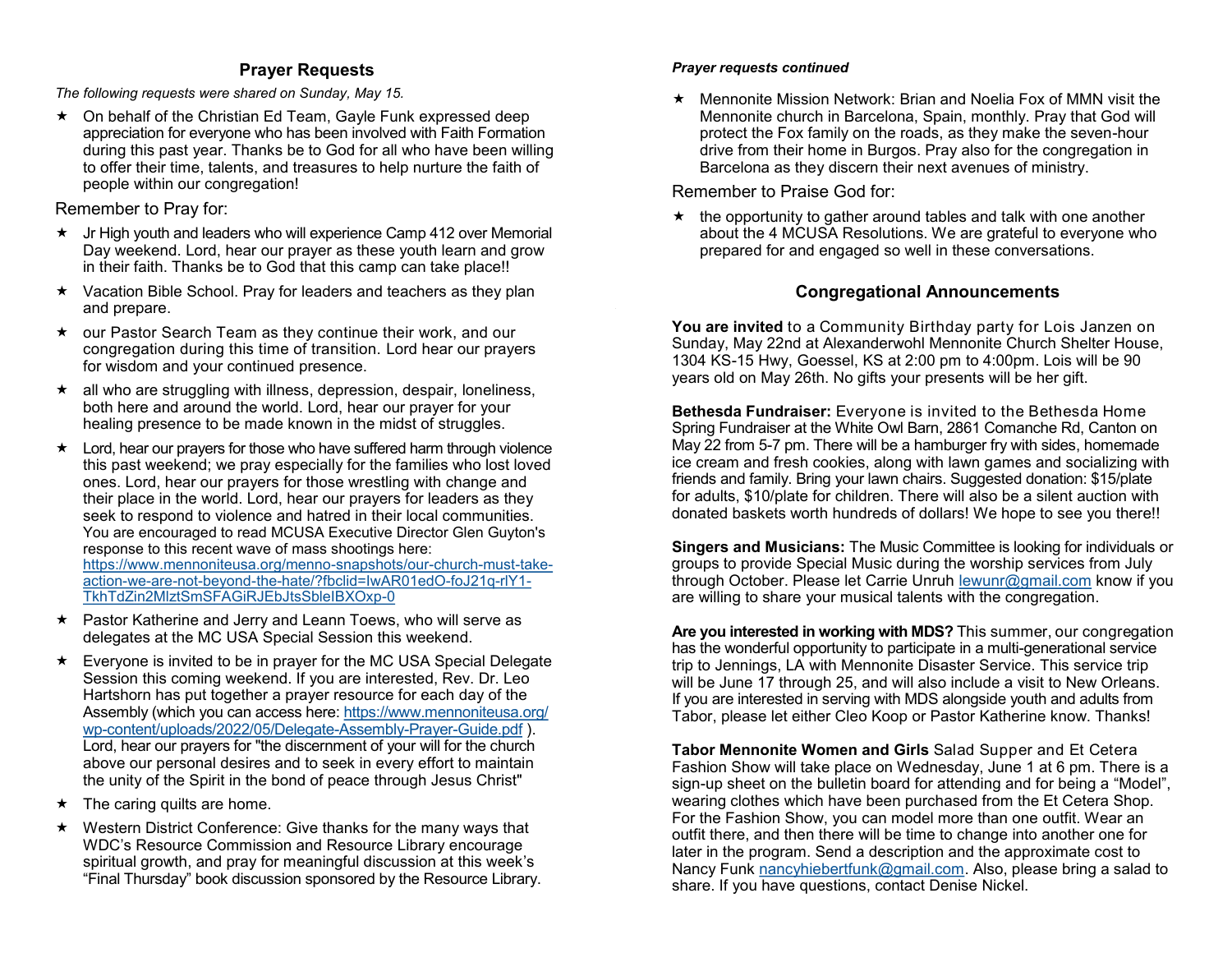## Prayer Requests

*The following requests were shared on Sunday, May 15.*

- On behalf of the Christian Ed Team, Gayle Funk expressed deep appreciation for everyone who has been involved with Faith Formation during this past year. Thanks be to God for all who have been willing to offer their time, talents, and treasures to help nurture the faith of people within our congregation!

Remember to Pray for:

- Jr High youth and leaders who will experience Camp 412 over Memorial Day weekend. Lord, hear our prayer as these youth learn and grow in their faith. Thanks be to God that this camp can take place!!
- Vacation Bible School. Pray for leaders and teachers as they plan and prepare.
- our Pastor Search Team as they continue their work, and our congregation during this time of transition. Lord hear our prayers for wisdom and your continued presence.
- all who are struggling with illness, depression, despair, loneliness, both here and around the world. Lord, hear our prayer for your healing presence to be made known in the midst of struggles.
- Lord, hear our prayers for those who have suffered harm through violence this past weekend; we pray especially for the families who lost loved ones. Lord, hear our prayers for those wrestling with change and their place in the world. Lord, hear our prayers for leaders as they seek to respond to violence and hatred in their local communities. You are encouraged to read MCUSA Executive Director Glen Guyton's response to this recent wave of mass shootings here: https://www.mennoniteusa.org/menno-snapshots/our-church-must-take-action-we-are-not-beyond-the-hate/?fbclid=IwAR01edO-foJ21q-rlY1-TkhTdZin2MlztSmSFAGiRJEbJtsSbleIBXOxp-0
- Pastor Katherine and Jerry and Leann Toews, who will serve as delegates at the MC USA Special Session this weekend.
- Everyone is invited to be in prayer for the MC USA Special Delegate Session this coming weekend. If you are interested, Rev. Dr. Leo Hartshorn has put together a prayer resource for each day of the Assembly (which you can access here: https://www.mennoniteusa.org/wp-content/uploads/2022/05/Delegate-Assembly-Prayer-Guide.pdf ). Lord, hear our prayers for "the discernment of your will for the church above our personal desires and to seek in every effort to maintain the unity of the Spirit in the bond of peace through Jesus Christ"
- The caring quilts are home.
- Western District Conference: Give thanks for the many ways that WDC's Resource Commission and Resource Library encourage spiritual growth, and pray for meaningful discussion at this week's "Final Thursday" book discussion sponsored by the Resource Library.

***Prayer requests continued***

- Mennonite Mission Network: Brian and Noelia Fox of MMN visit the Mennonite church in Barcelona, Spain, monthly. Pray that God will protect the Fox family on the roads, as they make the seven-hour drive from their home in Burgos. Pray also for the congregation in Barcelona as they discern their next avenues of ministry.

Remember to Praise God for:

- the opportunity to gather around tables and talk with one another about the 4 MCUSA Resolutions. We are grateful to everyone who prepared for and engaged so well in these conversations.

## Congregational Announcements

**You are invited** to a Community Birthday party for Lois Janzen on Sunday, May 22nd at Alexanderwohl Mennonite Church Shelter House, 1304 KS-15 Hwy, Goessel, KS at 2:00 pm to 4:00pm. Lois will be 90 years old on May 26th. No gifts your presents will be her gift.

**Bethesda Fundraiser:** Everyone is invited to the Bethesda Home Spring Fundraiser at the White Owl Barn, 2861 Comanche Rd, Canton on May 22 from 5-7 pm. There will be a hamburger fry with sides, homemade ice cream and fresh cookies, along with lawn games and socializing with friends and family. Bring your lawn chairs. Suggested donation: $15/plate for adults, $10/plate for children. There will also be a silent auction with donated baskets worth hundreds of dollars! We hope to see you there!!

**Singers and Musicians:** The Music Committee is looking for individuals or groups to provide Special Music during the worship services from July through October. Please let Carrie Unruh lewunr@gmail.com know if you are willing to share your musical talents with the congregation.

**Are you interested in working with MDS?** This summer, our congregation has the wonderful opportunity to participate in a multi-generational service trip to Jennings, LA with Mennonite Disaster Service. This service trip will be June 17 through 25, and will also include a visit to New Orleans. If you are interested in serving with MDS alongside youth and adults from Tabor, please let either Cleo Koop or Pastor Katherine know. Thanks!

**Tabor Mennonite Women and Girls** Salad Supper and Et Cetera Fashion Show will take place on Wednesday, June 1 at 6 pm. There is a sign-up sheet on the bulletin board for attending and for being a "Model", wearing clothes which have been purchased from the Et Cetera Shop. For the Fashion Show, you can model more than one outfit. Wear an outfit there, and then there will be time to change into another one for later in the program. Send a description and the approximate cost to Nancy Funk nancyhiebertfunk@gmail.com. Also, please bring a salad to share. If you have questions, contact Denise Nickel.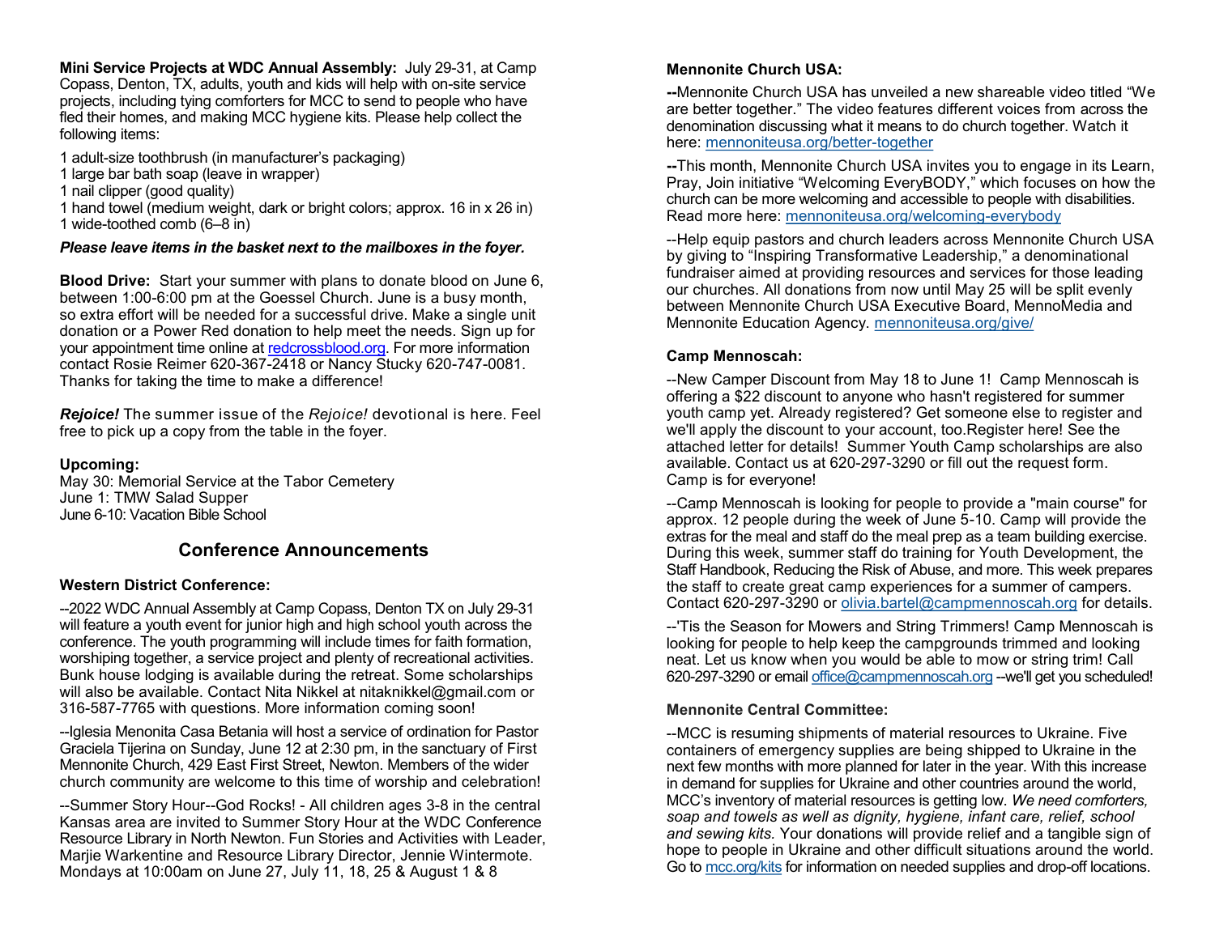**Mini Service Projects at WDC Annual Assembly:** July 29-31, at Camp Copass, Denton, TX, adults, youth and kids will help with on-site service projects, including tying comforters for MCC to send to people who have fled their homes, and making MCC hygiene kits. Please help collect the following items:

1 adult-size toothbrush (in manufacturer's packaging)
1 large bar bath soap (leave in wrapper)
1 nail clipper (good quality)
1 hand towel (medium weight, dark or bright colors; approx. 16 in x 26 in)
1 wide-toothed comb (6–8 in)

***Please leave items in the basket next to the mailboxes in the foyer.***

**Blood Drive:** Start your summer with plans to donate blood on June 6, between 1:00-6:00 pm at the Goessel Church. June is a busy month, so extra effort will be needed for a successful drive. Make a single unit donation or a Power Red donation to help meet the needs. Sign up for your appointment time online at redcrossblood.org. For more information contact Rosie Reimer 620-367-2418 or Nancy Stucky 620-747-0081. Thanks for taking the time to make a difference!

***Rejoice!*** The summer issue of the *Rejoice!* devotional is here. Feel free to pick up a copy from the table in the foyer.

**Upcoming:**
May 30: Memorial Service at the Tabor Cemetery
June 1: TMW Salad Supper
June 6-10: Vacation Bible School

## Conference Announcements

**Western District Conference:**

--2022 WDC Annual Assembly at Camp Copass, Denton TX on July 29-31 will feature a youth event for junior high and high school youth across the conference. The youth programming will include times for faith formation, worshiping together, a service project and plenty of recreational activities. Bunk house lodging is available during the retreat. Some scholarships will also be available. Contact Nita Nikkel at nitaknikkel@gmail.com or 316-587-7765 with questions. More information coming soon!

--Iglesia Menonita Casa Betania will host a service of ordination for Pastor Graciela Tijerina on Sunday, June 12 at 2:30 pm, in the sanctuary of First Mennonite Church, 429 East First Street, Newton. Members of the wider church community are welcome to this time of worship and celebration!

--Summer Story Hour--God Rocks! - All children ages 3-8 in the central Kansas area are invited to Summer Story Hour at the WDC Conference Resource Library in North Newton. Fun Stories and Activities with Leader, Marjie Warkentine and Resource Library Director, Jennie Wintermote. Mondays at 10:00am on June 27, July 11, 18, 25 & August 1 & 8

**Mennonite Church USA:**

**--**Mennonite Church USA has unveiled a new shareable video titled "We are better together." The video features different voices from across the denomination discussing what it means to do church together. Watch it here: mennoniteusa.org/better-together

**--**This month, Mennonite Church USA invites you to engage in its Learn, Pray, Join initiative "Welcoming EveryBODY," which focuses on how the church can be more welcoming and accessible to people with disabilities. Read more here: mennoniteusa.org/welcoming-everybody

--Help equip pastors and church leaders across Mennonite Church USA by giving to "Inspiring Transformative Leadership," a denominational fundraiser aimed at providing resources and services for those leading our churches. All donations from now until May 25 will be split evenly between Mennonite Church USA Executive Board, MennoMedia and Mennonite Education Agency. mennoniteusa.org/give/

**Camp Mennoscah:**

--New Camper Discount from May 18 to June 1! Camp Mennoscah is offering a $22 discount to anyone who hasn't registered for summer youth camp yet. Already registered? Get someone else to register and we'll apply the discount to your account, too.Register here! See the attached letter for details! Summer Youth Camp scholarships are also available. Contact us at 620-297-3290 or fill out the request form. Camp is for everyone!

--Camp Mennoscah is looking for people to provide a "main course" for approx. 12 people during the week of June 5-10. Camp will provide the extras for the meal and staff do the meal prep as a team building exercise. During this week, summer staff do training for Youth Development, the Staff Handbook, Reducing the Risk of Abuse, and more. This week prepares the staff to create great camp experiences for a summer of campers. Contact 620-297-3290 or olivia.bartel@campmennoscah.org for details.

--'Tis the Season for Mowers and String Trimmers! Camp Mennoscah is looking for people to help keep the campgrounds trimmed and looking neat. Let us know when you would be able to mow or string trim! Call 620-297-3290 or email office@campmennoscah.org --we'll get you scheduled!

**Mennonite Central Committee:**

--MCC is resuming shipments of material resources to Ukraine. Five containers of emergency supplies are being shipped to Ukraine in the next few months with more planned for later in the year. With this increase in demand for supplies for Ukraine and other countries around the world, MCC's inventory of material resources is getting low. *We need comforters, soap and towels as well as dignity, hygiene, infant care, relief, school and sewing kits.* Your donations will provide relief and a tangible sign of hope to people in Ukraine and other difficult situations around the world. Go to mcc.org/kits for information on needed supplies and drop-off locations.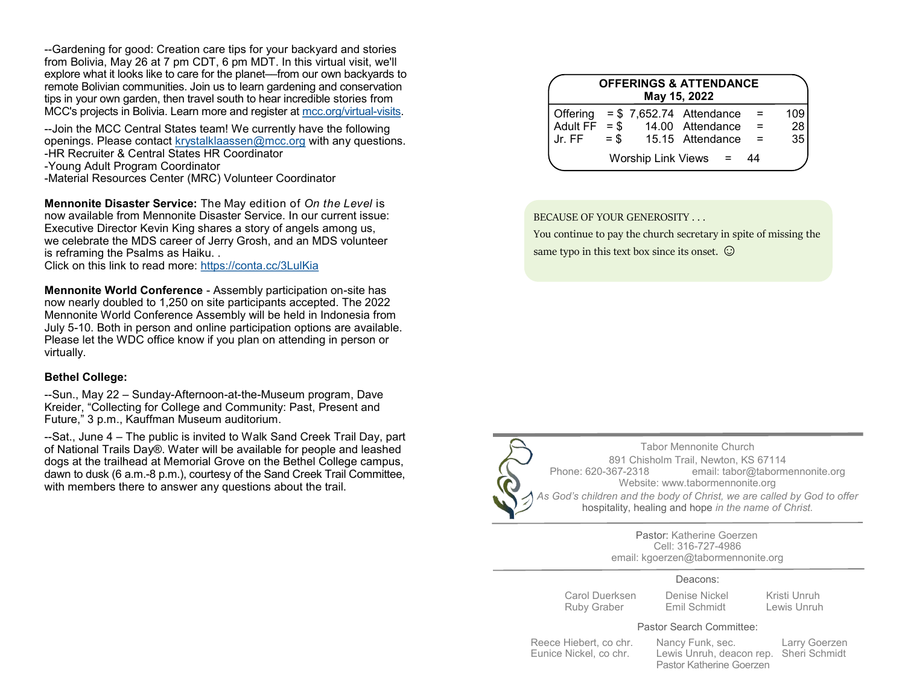--Gardening for good: Creation care tips for your backyard and stories from Bolivia, May 26 at 7 pm CDT, 6 pm MDT. In this virtual visit, we'll explore what it looks like to care for the planet—from our own backyards to remote Bolivian communities. Join us to learn gardening and conservation tips in your own garden, then travel south to hear incredible stories from MCC's projects in Bolivia. Learn more and register at mcc.org/virtual-visits.

--Join the MCC Central States team! We currently have the following openings. Please contact krystalklaassen@mcc.org with any questions.
-HR Recruiter & Central States HR Coordinator
-Young Adult Program Coordinator
-Material Resources Center (MRC) Volunteer Coordinator

**Mennonite Disaster Service:** The May edition of *On the Level* is now available from Mennonite Disaster Service. In our current issue: Executive Director Kevin King shares a story of angels among us, we celebrate the MDS career of Jerry Grosh, and an MDS volunteer is reframing the Psalms as Haiku. .
Click on this link to read more: https://conta.cc/3LulKia

**Mennonite World Conference** - Assembly participation on-site has now nearly doubled to 1,250 on site participants accepted. The 2022 Mennonite World Conference Assembly will be held in Indonesia from July 5-10. Both in person and online participation options are available. Please let the WDC office know if you plan on attending in person or virtually.

**Bethel College:**

--Sun., May 22 – Sunday-Afternoon-at-the-Museum program, Dave Kreider, "Collecting for College and Community: Past, Present and Future," 3 p.m., Kauffman Museum auditorium.

--Sat., June 4 – The public is invited to Walk Sand Creek Trail Day, part of National Trails Day®. Water will be available for people and leashed dogs at the trailhead at Memorial Grove on the Bethel College campus, dawn to dusk (6 a.m.-8 p.m.), courtesy of the Sand Creek Trail Committee, with members there to answer any questions about the trail.

**OFFERINGS & ATTENDANCE**
**May 15, 2022**

| | | | | |
|---|---|---|---|---|
| Offering | = $ 7,652.74 | Attendance | = | 109 |
| Adult FF | = $ 14.00 | Attendance | = | 28 |
| Jr. FF | = $ 15.15 | Attendance | = | 35 |
| | | Worship Link Views | = | 44 |

BECAUSE OF YOUR GENEROSITY . . .
You continue to pay the church secretary in spite of missing the same typo in this text box since its onset. ☺

Tabor Mennonite Church
891 Chisholm Trail, Newton, KS 67114
Phone: 620-367-2318 email: tabor@tabormennonite.org
Website: www.tabormennonite.org
*As God's children and the body of Christ, we are called by God to offer* hospitality, healing and hope *in the name of Christ.*

Pastor: Katherine Goerzen
Cell: 316-727-4986
email: kgoerzen@tabormennonite.org

Deacons:

Carol Duerksen, Ruby Graber, Denise Nickel, Emil Schmidt, Kristi Unruh, Lewis Unruh

Pastor Search Committee:

Reece Hiebert, co chr.
Eunice Nickel, co chr.
Nancy Funk, sec.
Lewis Unruh, deacon rep.
Pastor Katherine Goerzen
Larry Goerzen
Sheri Schmidt